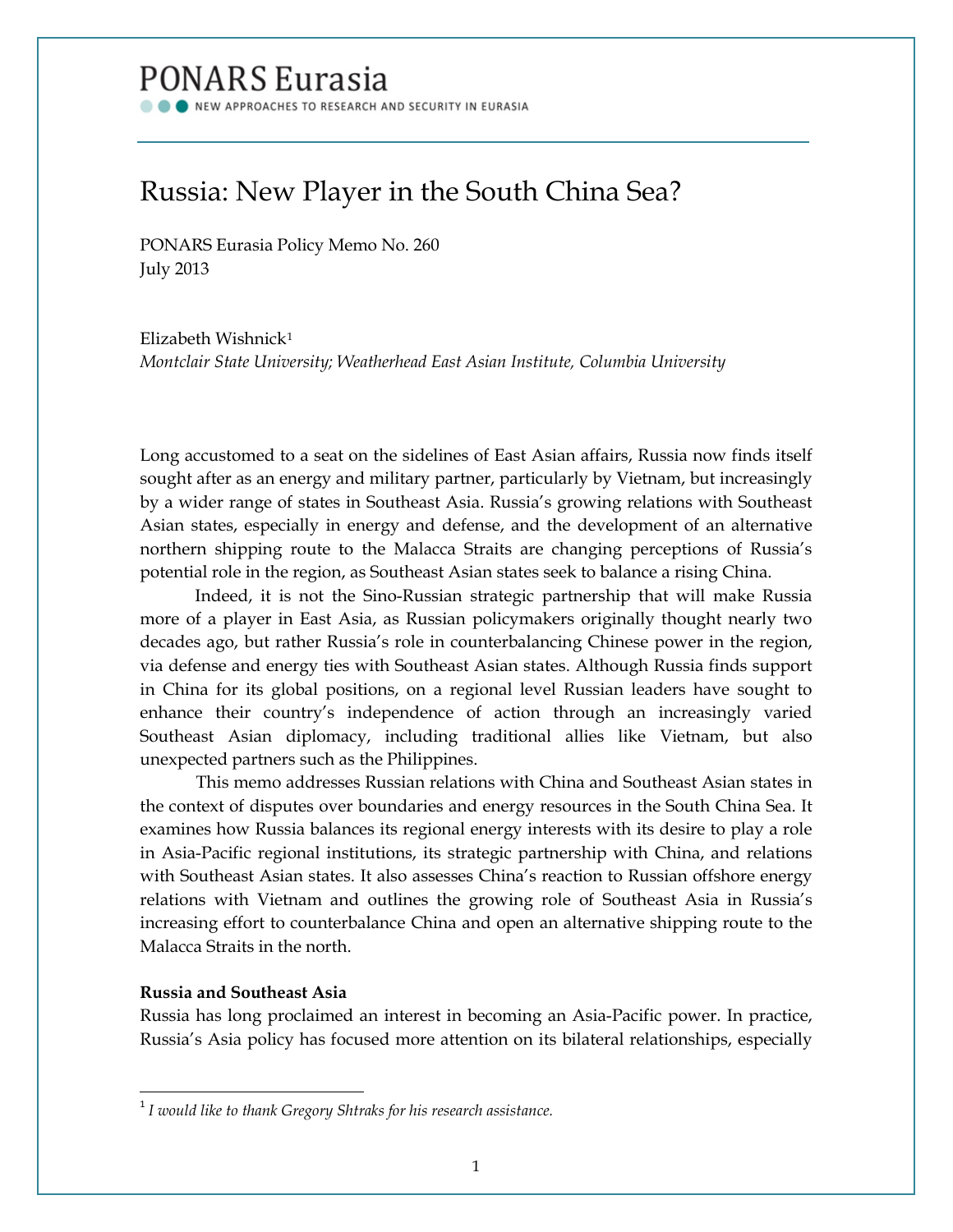PONARS Eurasia

NEW APPROACHES TO RESEARCH AND SECURITY IN EURASIA

# Russia: New Player in the South China Sea?

PONARS Eurasia Policy Memo No. 260
July 2013

Elizabeth Wishnick[1]
*Montclair State University; Weatherhead East Asian Institute, Columbia University*

Long accustomed to a seat on the sidelines of East Asian affairs, Russia now finds itself sought after as an energy and military partner, particularly by Vietnam, but increasingly by a wider range of states in Southeast Asia. Russia's growing relations with Southeast Asian states, especially in energy and defense, and the development of an alternative northern shipping route to the Malacca Straits are changing perceptions of Russia's potential role in the region, as Southeast Asian states seek to balance a rising China.

Indeed, it is not the Sino-Russian strategic partnership that will make Russia more of a player in East Asia, as Russian policymakers originally thought nearly two decades ago, but rather Russia's role in counterbalancing Chinese power in the region, via defense and energy ties with Southeast Asian states. Although Russia finds support in China for its global positions, on a regional level Russian leaders have sought to enhance their country's independence of action through an increasingly varied Southeast Asian diplomacy, including traditional allies like Vietnam, but also unexpected partners such as the Philippines.

This memo addresses Russian relations with China and Southeast Asian states in the context of disputes over boundaries and energy resources in the South China Sea. It examines how Russia balances its regional energy interests with its desire to play a role in Asia-Pacific regional institutions, its strategic partnership with China, and relations with Southeast Asian states. It also assesses China's reaction to Russian offshore energy relations with Vietnam and outlines the growing role of Southeast Asia in Russia's increasing effort to counterbalance China and open an alternative shipping route to the Malacca Straits in the north.

**Russia and Southeast Asia**

Russia has long proclaimed an interest in becoming an Asia-Pacific power. In practice, Russia's Asia policy has focused more attention on its bilateral relationships, especially

[1] *I would like to thank Gregory Shtraks for his research assistance.*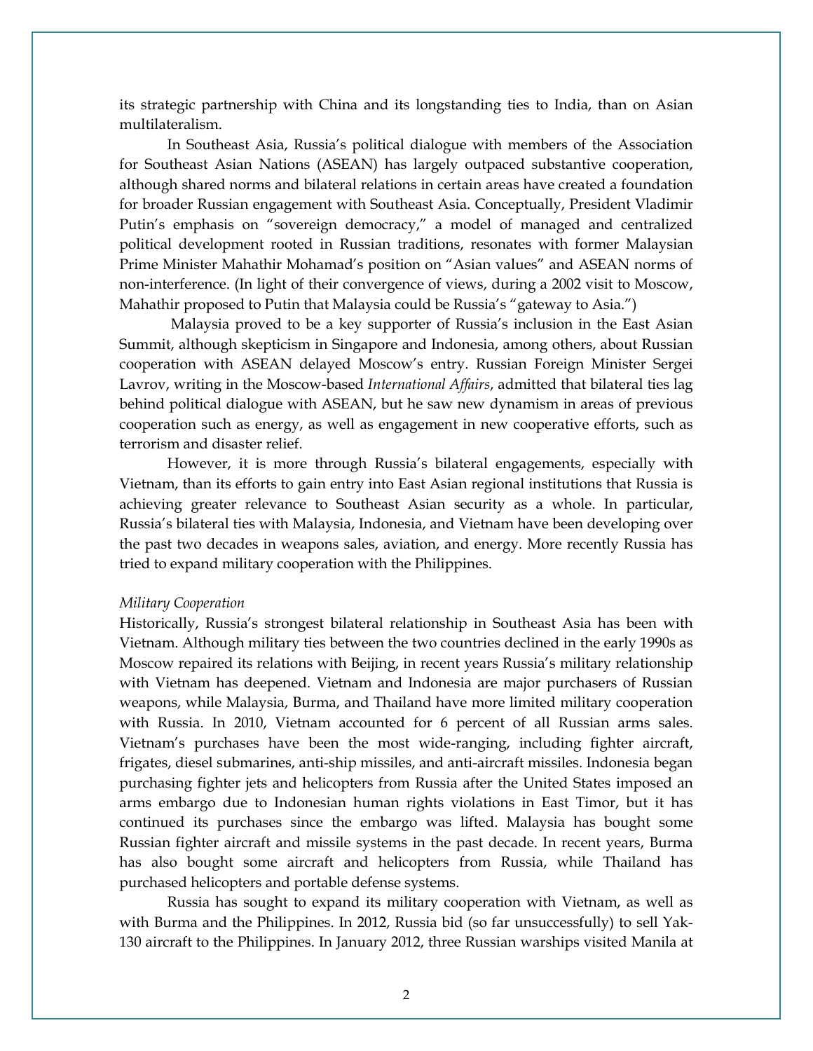its strategic partnership with China and its longstanding ties to India, than on Asian multilateralism.

In Southeast Asia, Russia's political dialogue with members of the Association for Southeast Asian Nations (ASEAN) has largely outpaced substantive cooperation, although shared norms and bilateral relations in certain areas have created a foundation for broader Russian engagement with Southeast Asia. Conceptually, President Vladimir Putin's emphasis on "sovereign democracy," a model of managed and centralized political development rooted in Russian traditions, resonates with former Malaysian Prime Minister Mahathir Mohamad's position on "Asian values" and ASEAN norms of non-interference. (In light of their convergence of views, during a 2002 visit to Moscow, Mahathir proposed to Putin that Malaysia could be Russia's "gateway to Asia.")

Malaysia proved to be a key supporter of Russia's inclusion in the East Asian Summit, although skepticism in Singapore and Indonesia, among others, about Russian cooperation with ASEAN delayed Moscow's entry. Russian Foreign Minister Sergei Lavrov, writing in the Moscow-based *International Affairs*, admitted that bilateral ties lag behind political dialogue with ASEAN, but he saw new dynamism in areas of previous cooperation such as energy, as well as engagement in new cooperative efforts, such as terrorism and disaster relief.

However, it is more through Russia's bilateral engagements, especially with Vietnam, than its efforts to gain entry into East Asian regional institutions that Russia is achieving greater relevance to Southeast Asian security as a whole. In particular, Russia's bilateral ties with Malaysia, Indonesia, and Vietnam have been developing over the past two decades in weapons sales, aviation, and energy. More recently Russia has tried to expand military cooperation with the Philippines.

*Military Cooperation*

Historically, Russia's strongest bilateral relationship in Southeast Asia has been with Vietnam. Although military ties between the two countries declined in the early 1990s as Moscow repaired its relations with Beijing, in recent years Russia's military relationship with Vietnam has deepened. Vietnam and Indonesia are major purchasers of Russian weapons, while Malaysia, Burma, and Thailand have more limited military cooperation with Russia. In 2010, Vietnam accounted for 6 percent of all Russian arms sales. Vietnam's purchases have been the most wide-ranging, including fighter aircraft, frigates, diesel submarines, anti-ship missiles, and anti-aircraft missiles. Indonesia began purchasing fighter jets and helicopters from Russia after the United States imposed an arms embargo due to Indonesian human rights violations in East Timor, but it has continued its purchases since the embargo was lifted. Malaysia has bought some Russian fighter aircraft and missile systems in the past decade. In recent years, Burma has also bought some aircraft and helicopters from Russia, while Thailand has purchased helicopters and portable defense systems.

Russia has sought to expand its military cooperation with Vietnam, as well as with Burma and the Philippines. In 2012, Russia bid (so far unsuccessfully) to sell Yak-130 aircraft to the Philippines. In January 2012, three Russian warships visited Manila at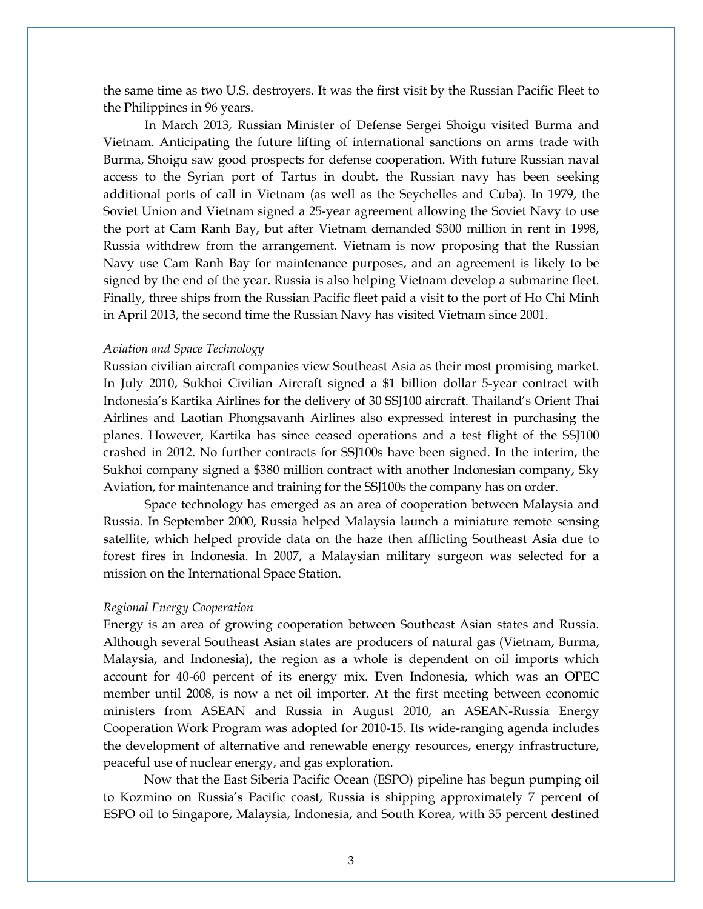the same time as two U.S. destroyers. It was the first visit by the Russian Pacific Fleet to the Philippines in 96 years.

In March 2013, Russian Minister of Defense Sergei Shoigu visited Burma and Vietnam. Anticipating the future lifting of international sanctions on arms trade with Burma, Shoigu saw good prospects for defense cooperation. With future Russian naval access to the Syrian port of Tartus in doubt, the Russian navy has been seeking additional ports of call in Vietnam (as well as the Seychelles and Cuba). In 1979, the Soviet Union and Vietnam signed a 25-year agreement allowing the Soviet Navy to use the port at Cam Ranh Bay, but after Vietnam demanded $300 million in rent in 1998, Russia withdrew from the arrangement. Vietnam is now proposing that the Russian Navy use Cam Ranh Bay for maintenance purposes, and an agreement is likely to be signed by the end of the year. Russia is also helping Vietnam develop a submarine fleet. Finally, three ships from the Russian Pacific fleet paid a visit to the port of Ho Chi Minh in April 2013, the second time the Russian Navy has visited Vietnam since 2001.

*Aviation and Space Technology*

Russian civilian aircraft companies view Southeast Asia as their most promising market. In July 2010, Sukhoi Civilian Aircraft signed a $1 billion dollar 5-year contract with Indonesia's Kartika Airlines for the delivery of 30 SSJ100 aircraft. Thailand's Orient Thai Airlines and Laotian Phongsavanh Airlines also expressed interest in purchasing the planes. However, Kartika has since ceased operations and a test flight of the SSJ100 crashed in 2012. No further contracts for SSJ100s have been signed. In the interim, the Sukhoi company signed a $380 million contract with another Indonesian company, Sky Aviation, for maintenance and training for the SSJ100s the company has on order.

Space technology has emerged as an area of cooperation between Malaysia and Russia. In September 2000, Russia helped Malaysia launch a miniature remote sensing satellite, which helped provide data on the haze then afflicting Southeast Asia due to forest fires in Indonesia. In 2007, a Malaysian military surgeon was selected for a mission on the International Space Station.

*Regional Energy Cooperation*

Energy is an area of growing cooperation between Southeast Asian states and Russia. Although several Southeast Asian states are producers of natural gas (Vietnam, Burma, Malaysia, and Indonesia), the region as a whole is dependent on oil imports which account for 40-60 percent of its energy mix. Even Indonesia, which was an OPEC member until 2008, is now a net oil importer. At the first meeting between economic ministers from ASEAN and Russia in August 2010, an ASEAN-Russia Energy Cooperation Work Program was adopted for 2010-15. Its wide-ranging agenda includes the development of alternative and renewable energy resources, energy infrastructure, peaceful use of nuclear energy, and gas exploration.

Now that the East Siberia Pacific Ocean (ESPO) pipeline has begun pumping oil to Kozmino on Russia's Pacific coast, Russia is shipping approximately 7 percent of ESPO oil to Singapore, Malaysia, Indonesia, and South Korea, with 35 percent destined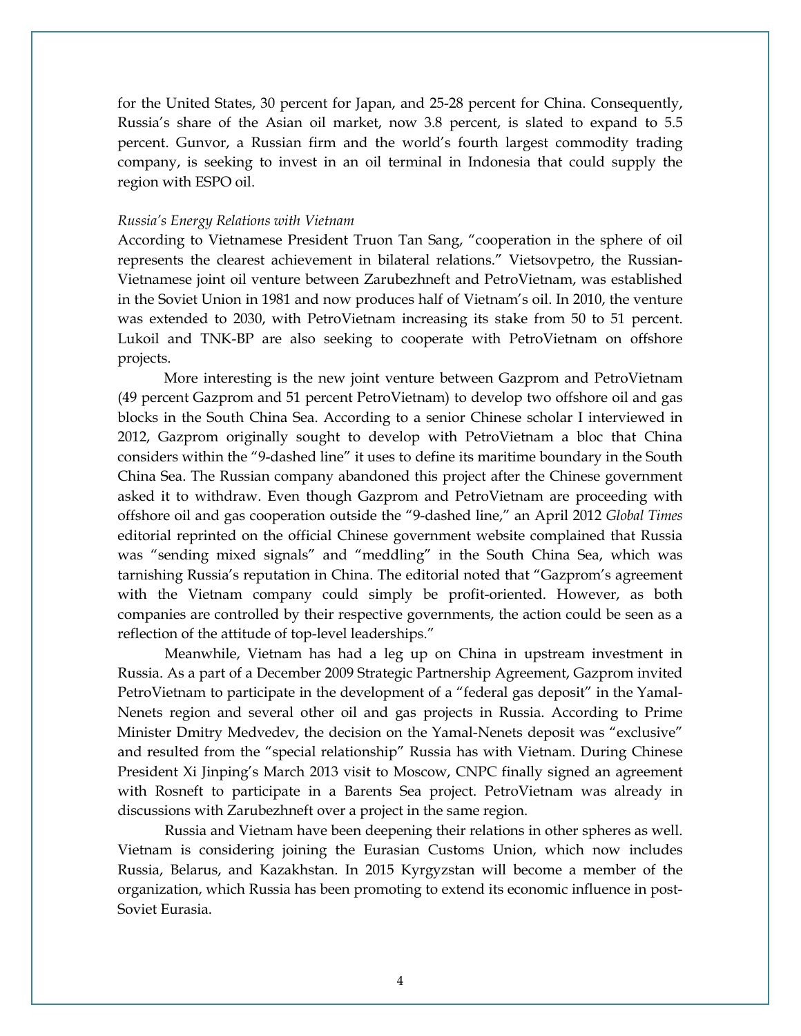for the United States, 30 percent for Japan, and 25-28 percent for China. Consequently, Russia's share of the Asian oil market, now 3.8 percent, is slated to expand to 5.5 percent. Gunvor, a Russian firm and the world's fourth largest commodity trading company, is seeking to invest in an oil terminal in Indonesia that could supply the region with ESPO oil.

*Russia's Energy Relations with Vietnam*

According to Vietnamese President Truon Tan Sang, "cooperation in the sphere of oil represents the clearest achievement in bilateral relations." Vietsovpetro, the Russian-Vietnamese joint oil venture between Zarubezhneft and PetroVietnam, was established in the Soviet Union in 1981 and now produces half of Vietnam's oil. In 2010, the venture was extended to 2030, with PetroVietnam increasing its stake from 50 to 51 percent. Lukoil and TNK-BP are also seeking to cooperate with PetroVietnam on offshore projects.

More interesting is the new joint venture between Gazprom and PetroVietnam (49 percent Gazprom and 51 percent PetroVietnam) to develop two offshore oil and gas blocks in the South China Sea. According to a senior Chinese scholar I interviewed in 2012, Gazprom originally sought to develop with PetroVietnam a bloc that China considers within the "9-dashed line" it uses to define its maritime boundary in the South China Sea. The Russian company abandoned this project after the Chinese government asked it to withdraw. Even though Gazprom and PetroVietnam are proceeding with offshore oil and gas cooperation outside the "9-dashed line," an April 2012 *Global Times* editorial reprinted on the official Chinese government website complained that Russia was "sending mixed signals" and "meddling" in the South China Sea, which was tarnishing Russia's reputation in China. The editorial noted that "Gazprom's agreement with the Vietnam company could simply be profit-oriented. However, as both companies are controlled by their respective governments, the action could be seen as a reflection of the attitude of top-level leaderships."

Meanwhile, Vietnam has had a leg up on China in upstream investment in Russia. As a part of a December 2009 Strategic Partnership Agreement, Gazprom invited PetroVietnam to participate in the development of a "federal gas deposit" in the Yamal-Nenets region and several other oil and gas projects in Russia. According to Prime Minister Dmitry Medvedev, the decision on the Yamal-Nenets deposit was "exclusive" and resulted from the "special relationship" Russia has with Vietnam. During Chinese President Xi Jinping's March 2013 visit to Moscow, CNPC finally signed an agreement with Rosneft to participate in a Barents Sea project. PetroVietnam was already in discussions with Zarubezhneft over a project in the same region.

Russia and Vietnam have been deepening their relations in other spheres as well. Vietnam is considering joining the Eurasian Customs Union, which now includes Russia, Belarus, and Kazakhstan. In 2015 Kyrgyzstan will become a member of the organization, which Russia has been promoting to extend its economic influence in post-Soviet Eurasia.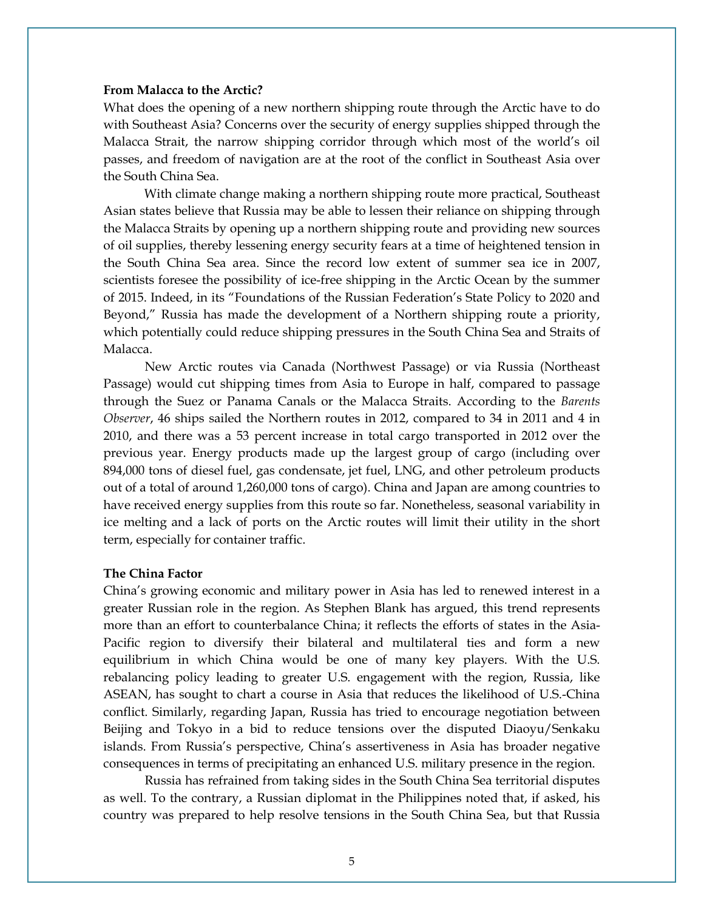**From Malacca to the Arctic?**

What does the opening of a new northern shipping route through the Arctic have to do with Southeast Asia? Concerns over the security of energy supplies shipped through the Malacca Strait, the narrow shipping corridor through which most of the world's oil passes, and freedom of navigation are at the root of the conflict in Southeast Asia over the South China Sea.

With climate change making a northern shipping route more practical, Southeast Asian states believe that Russia may be able to lessen their reliance on shipping through the Malacca Straits by opening up a northern shipping route and providing new sources of oil supplies, thereby lessening energy security fears at a time of heightened tension in the South China Sea area. Since the record low extent of summer sea ice in 2007, scientists foresee the possibility of ice-free shipping in the Arctic Ocean by the summer of 2015. Indeed, in its "Foundations of the Russian Federation's State Policy to 2020 and Beyond," Russia has made the development of a Northern shipping route a priority, which potentially could reduce shipping pressures in the South China Sea and Straits of Malacca.

New Arctic routes via Canada (Northwest Passage) or via Russia (Northeast Passage) would cut shipping times from Asia to Europe in half, compared to passage through the Suez or Panama Canals or the Malacca Straits. According to the *Barents Observer*, 46 ships sailed the Northern routes in 2012, compared to 34 in 2011 and 4 in 2010, and there was a 53 percent increase in total cargo transported in 2012 over the previous year. Energy products made up the largest group of cargo (including over 894,000 tons of diesel fuel, gas condensate, jet fuel, LNG, and other petroleum products out of a total of around 1,260,000 tons of cargo). China and Japan are among countries to have received energy supplies from this route so far. Nonetheless, seasonal variability in ice melting and a lack of ports on the Arctic routes will limit their utility in the short term, especially for container traffic.

**The China Factor**

China's growing economic and military power in Asia has led to renewed interest in a greater Russian role in the region. As Stephen Blank has argued, this trend represents more than an effort to counterbalance China; it reflects the efforts of states in the Asia-Pacific region to diversify their bilateral and multilateral ties and form a new equilibrium in which China would be one of many key players. With the U.S. rebalancing policy leading to greater U.S. engagement with the region, Russia, like ASEAN, has sought to chart a course in Asia that reduces the likelihood of U.S.-China conflict. Similarly, regarding Japan, Russia has tried to encourage negotiation between Beijing and Tokyo in a bid to reduce tensions over the disputed Diaoyu/Senkaku islands. From Russia's perspective, China's assertiveness in Asia has broader negative consequences in terms of precipitating an enhanced U.S. military presence in the region.

Russia has refrained from taking sides in the South China Sea territorial disputes as well. To the contrary, a Russian diplomat in the Philippines noted that, if asked, his country was prepared to help resolve tensions in the South China Sea, but that Russia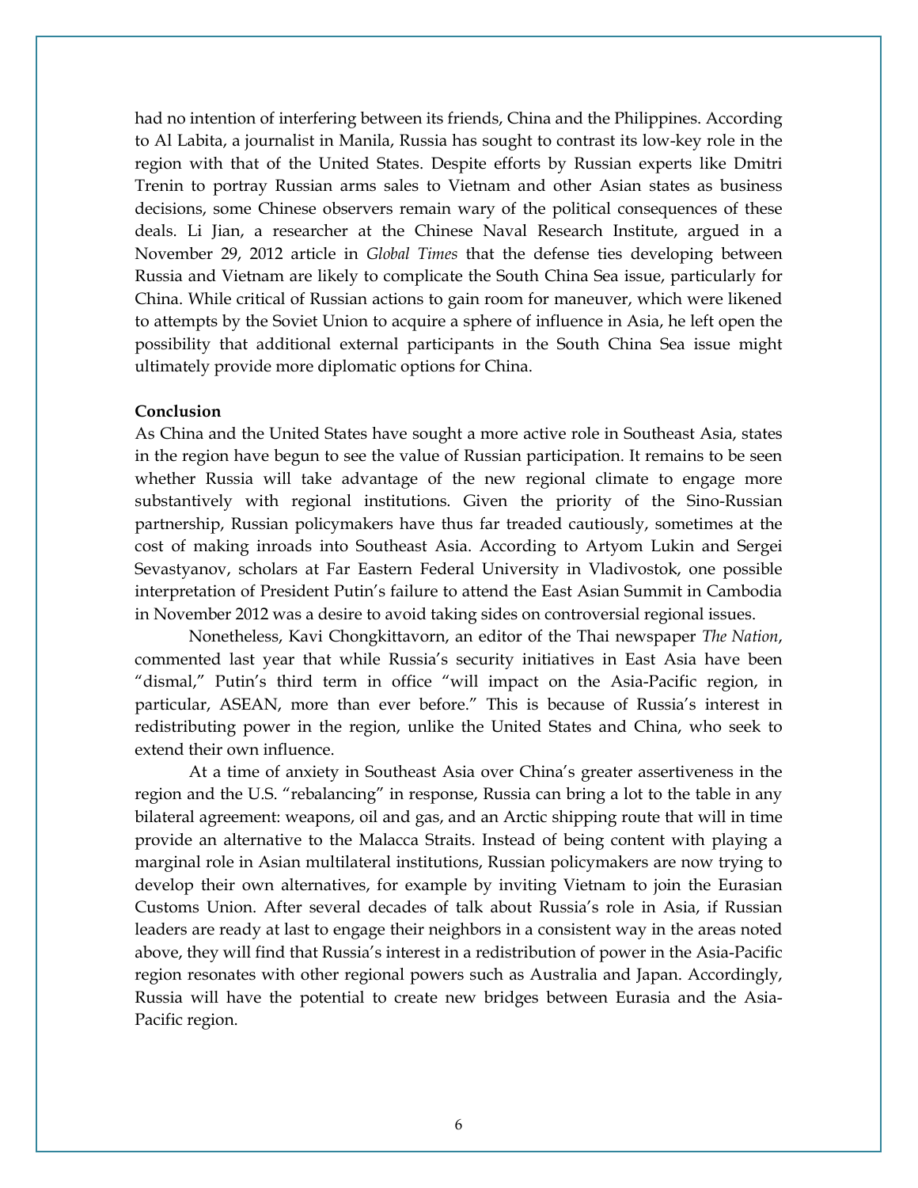had no intention of interfering between its friends, China and the Philippines. According to Al Labita, a journalist in Manila, Russia has sought to contrast its low-key role in the region with that of the United States. Despite efforts by Russian experts like Dmitri Trenin to portray Russian arms sales to Vietnam and other Asian states as business decisions, some Chinese observers remain wary of the political consequences of these deals. Li Jian, a researcher at the Chinese Naval Research Institute, argued in a November 29, 2012 article in *Global Times* that the defense ties developing between Russia and Vietnam are likely to complicate the South China Sea issue, particularly for China. While critical of Russian actions to gain room for maneuver, which were likened to attempts by the Soviet Union to acquire a sphere of influence in Asia, he left open the possibility that additional external participants in the South China Sea issue might ultimately provide more diplomatic options for China.

**Conclusion**

As China and the United States have sought a more active role in Southeast Asia, states in the region have begun to see the value of Russian participation. It remains to be seen whether Russia will take advantage of the new regional climate to engage more substantively with regional institutions. Given the priority of the Sino-Russian partnership, Russian policymakers have thus far treaded cautiously, sometimes at the cost of making inroads into Southeast Asia. According to Artyom Lukin and Sergei Sevastyanov, scholars at Far Eastern Federal University in Vladivostok, one possible interpretation of President Putin's failure to attend the East Asian Summit in Cambodia in November 2012 was a desire to avoid taking sides on controversial regional issues.

Nonetheless, Kavi Chongkittavorn, an editor of the Thai newspaper *The Nation*, commented last year that while Russia's security initiatives in East Asia have been "dismal," Putin's third term in office "will impact on the Asia-Pacific region, in particular, ASEAN, more than ever before." This is because of Russia's interest in redistributing power in the region, unlike the United States and China, who seek to extend their own influence.

At a time of anxiety in Southeast Asia over China's greater assertiveness in the region and the U.S. "rebalancing" in response, Russia can bring a lot to the table in any bilateral agreement: weapons, oil and gas, and an Arctic shipping route that will in time provide an alternative to the Malacca Straits. Instead of being content with playing a marginal role in Asian multilateral institutions, Russian policymakers are now trying to develop their own alternatives, for example by inviting Vietnam to join the Eurasian Customs Union. After several decades of talk about Russia's role in Asia, if Russian leaders are ready at last to engage their neighbors in a consistent way in the areas noted above, they will find that Russia's interest in a redistribution of power in the Asia-Pacific region resonates with other regional powers such as Australia and Japan. Accordingly, Russia will have the potential to create new bridges between Eurasia and the Asia-Pacific region.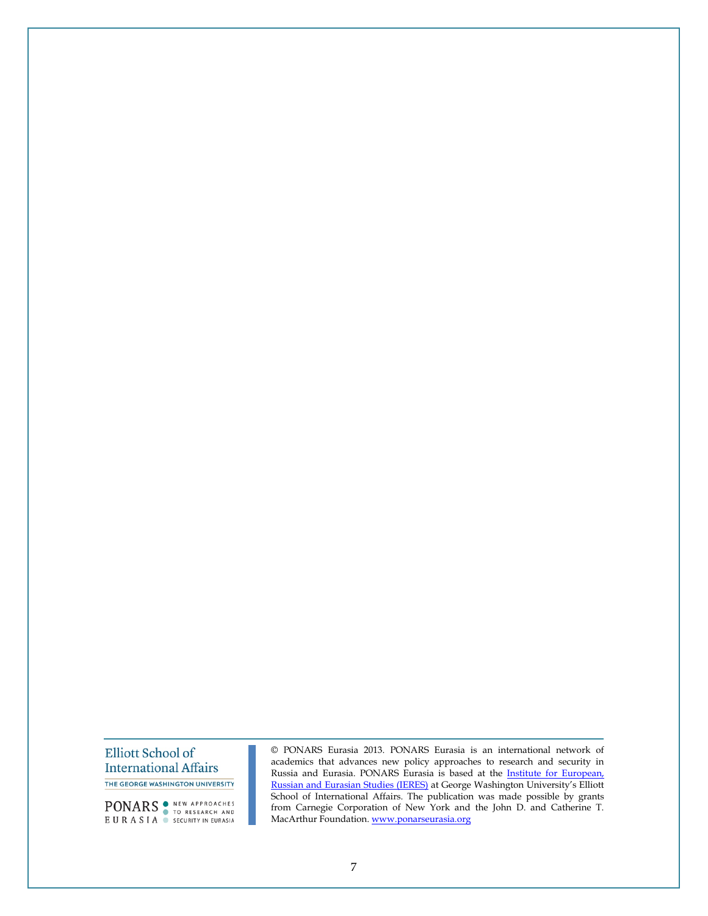Elliott School of International Affairs

THE GEORGE WASHINGTON UNIVERSITY

PONARS EURASIA — NEW APPROACHES TO RESEARCH AND SECURITY IN EURASIA

© PONARS Eurasia 2013. PONARS Eurasia is an international network of academics that advances new policy approaches to research and security in Russia and Eurasia. PONARS Eurasia is based at the Institute for European, Russian and Eurasian Studies (IERES) at George Washington University's Elliott School of International Affairs. The publication was made possible by grants from Carnegie Corporation of New York and the John D. and Catherine T. MacArthur Foundation. www.ponarseurasia.org